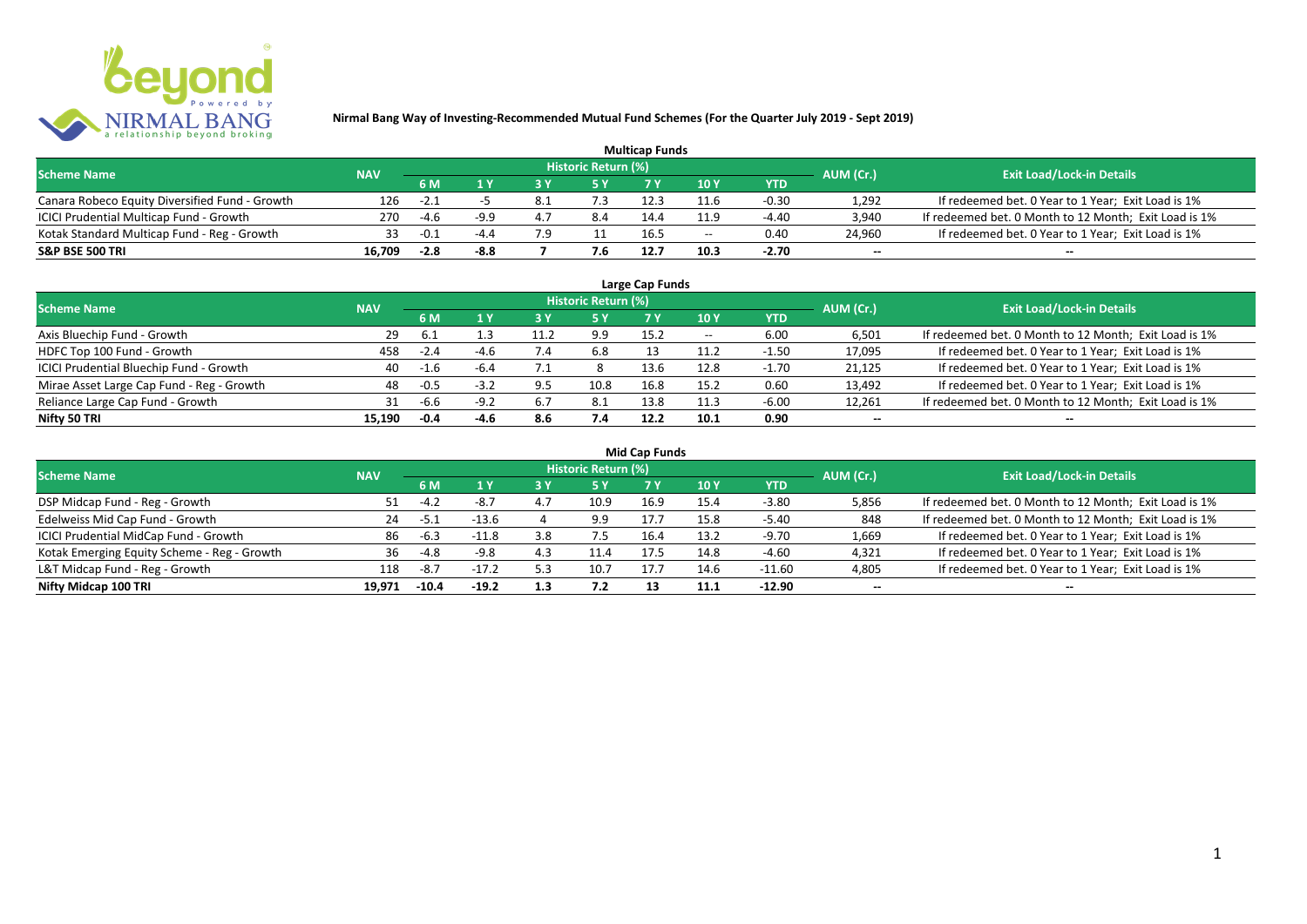**Nirmal Bang Way of Investing-Recommended Mutual Fund Schemes (For the Quarter July 2019 - Sept 2019)**

## Multicap Funds

| Scheme Name | NAV | Historic Return (%) | | | | | | | AUM (Cr.) | Exit Load/Lock-in Details |
|---|---|---|---|---|---|---|---|---|---|---|
| | | 6 M | 1 Y | 3 Y | 5 Y | 7 Y | 10 Y | YTD | | |
| Canara Robeco Equity Diversified Fund - Growth | 126 | -2.1 | -5 | 8.1 | 7.3 | 12.3 | 11.6 | -0.30 | 1,292 | If redeemed bet. 0 Year to 1 Year; Exit Load is 1% |
| ICICI Prudential Multicap Fund - Growth | 270 | -4.6 | -9.9 | 4.7 | 8.4 | 14.4 | 11.9 | -4.40 | 3,940 | If redeemed bet. 0 Month to 12 Month; Exit Load is 1% |
| Kotak Standard Multicap Fund - Reg - Growth | 33 | -0.1 | -4.4 | 7.9 | 11 | 16.5 | -- | 0.40 | 24,960 | If redeemed bet. 0 Year to 1 Year; Exit Load is 1% |
| **S&P BSE 500 TRI** | **16,709** | **-2.8** | **-8.8** | **7** | **7.6** | **12.7** | **10.3** | **-2.70** | **--** | **--** |

## Large Cap Funds

| Scheme Name | NAV | Historic Return (%) | | | | | | | AUM (Cr.) | Exit Load/Lock-in Details |
|---|---|---|---|---|---|---|---|---|---|---|
| | | 6 M | 1 Y | 3 Y | 5 Y | 7 Y | 10 Y | YTD | | |
| Axis Bluechip Fund - Growth | 29 | 6.1 | 1.3 | 11.2 | 9.9 | 15.2 | -- | 6.00 | 6,501 | If redeemed bet. 0 Month to 12 Month; Exit Load is 1% |
| HDFC Top 100 Fund - Growth | 458 | -2.4 | -4.6 | 7.4 | 6.8 | 13 | 11.2 | -1.50 | 17,095 | If redeemed bet. 0 Year to 1 Year; Exit Load is 1% |
| ICICI Prudential Bluechip Fund - Growth | 40 | -1.6 | -6.4 | 7.1 | 8 | 13.6 | 12.8 | -1.70 | 21,125 | If redeemed bet. 0 Year to 1 Year; Exit Load is 1% |
| Mirae Asset Large Cap Fund - Reg - Growth | 48 | -0.5 | -3.2 | 9.5 | 10.8 | 16.8 | 15.2 | 0.60 | 13,492 | If redeemed bet. 0 Year to 1 Year; Exit Load is 1% |
| Reliance Large Cap Fund - Growth | 31 | -6.6 | -9.2 | 6.7 | 8.1 | 13.8 | 11.3 | -6.00 | 12,261 | If redeemed bet. 0 Month to 12 Month; Exit Load is 1% |
| **Nifty 50 TRI** | **15,190** | **-0.4** | **-4.6** | **8.6** | **7.4** | **12.2** | **10.1** | **0.90** | **--** | **--** |

## Mid Cap Funds

| Scheme Name | NAV | Historic Return (%) | | | | | | | AUM (Cr.) | Exit Load/Lock-in Details |
|---|---|---|---|---|---|---|---|---|---|---|
| | | 6 M | 1 Y | 3 Y | 5 Y | 7 Y | 10 Y | YTD | | |
| DSP Midcap Fund - Reg - Growth | 51 | -4.2 | -8.7 | 4.7 | 10.9 | 16.9 | 15.4 | -3.80 | 5,856 | If redeemed bet. 0 Month to 12 Month; Exit Load is 1% |
| Edelweiss Mid Cap Fund - Growth | 24 | -5.1 | -13.6 | 4 | 9.9 | 17.7 | 15.8 | -5.40 | 848 | If redeemed bet. 0 Month to 12 Month; Exit Load is 1% |
| ICICI Prudential MidCap Fund - Growth | 86 | -6.3 | -11.8 | 3.8 | 7.5 | 16.4 | 13.2 | -9.70 | 1,669 | If redeemed bet. 0 Year to 1 Year; Exit Load is 1% |
| Kotak Emerging Equity Scheme - Reg - Growth | 36 | -4.8 | -9.8 | 4.3 | 11.4 | 17.5 | 14.8 | -4.60 | 4,321 | If redeemed bet. 0 Year to 1 Year; Exit Load is 1% |
| L&T Midcap Fund - Reg - Growth | 118 | -8.7 | -17.2 | 5.3 | 10.7 | 17.7 | 14.6 | -11.60 | 4,805 | If redeemed bet. 0 Year to 1 Year; Exit Load is 1% |
| **Nifty Midcap 100 TRI** | **19,971** | **-10.4** | **-19.2** | **1.3** | **7.2** | **13** | **11.1** | **-12.90** | **--** | **--** |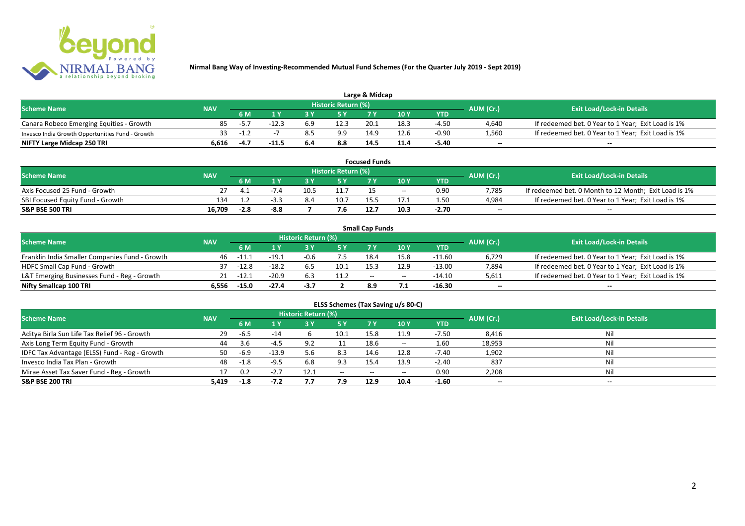**Nirmal Bang Way of Investing-Recommended Mutual Fund Schemes (For the Quarter July 2019 - Sept 2019)**

## Large & Midcap

| Scheme Name | NAV | Historic Return (%) | | | | | | | AUM (Cr.) | Exit Load/Lock-in Details |
|---|---|---|---|---|---|---|---|---|---|---|
| | | 6 M | 1 Y | 3 Y | 5 Y | 7 Y | 10 Y | YTD | | |
| Canara Robeco Emerging Equities - Growth | 85 | -5.7 | -12.3 | 6.9 | 12.3 | 20.1 | 18.3 | -4.50 | 4,640 | If redeemed bet. 0 Year to 1 Year; Exit Load is 1% |
| Invesco India Growth Opportunities Fund - Growth | 33 | -1.2 | -7 | 8.5 | 9.9 | 14.9 | 12.6 | -0.90 | 1,560 | If redeemed bet. 0 Year to 1 Year; Exit Load is 1% |
| **NIFTY Large Midcap 250 TRI** | **6,616** | **-4.7** | **-11.5** | **6.4** | **8.8** | **14.5** | **11.4** | **-5.40** | **--** | **--** |

## Focused Funds

| Scheme Name | NAV | Historic Return (%) | | | | | | | AUM (Cr.) | Exit Load/Lock-in Details |
|---|---|---|---|---|---|---|---|---|---|---|
| | | 6 M | 1 Y | 3 Y | 5 Y | 7 Y | 10 Y | YTD | | |
| Axis Focused 25 Fund - Growth | 27 | 4.1 | -7.4 | 10.5 | 11.7 | 15 | -- | 0.90 | 7,785 | If redeemed bet. 0 Month to 12 Month; Exit Load is 1% |
| SBI Focused Equity Fund - Growth | 134 | 1.2 | -3.3 | 8.4 | 10.7 | 15.5 | 17.1 | 1.50 | 4,984 | If redeemed bet. 0 Year to 1 Year; Exit Load is 1% |
| **S&P BSE 500 TRI** | **16,709** | **-2.8** | **-8.8** | **7** | **7.6** | **12.7** | **10.3** | **-2.70** | **--** | **--** |

## Small Cap Funds

| Scheme Name | NAV | Historic Return (%) | | | | | | | AUM (Cr.) | Exit Load/Lock-in Details |
|---|---|---|---|---|---|---|---|---|---|---|
| | | 6 M | 1 Y | 3 Y | 5 Y | 7 Y | 10 Y | YTD | | |
| Franklin India Smaller Companies Fund - Growth | 46 | -11.1 | -19.1 | -0.6 | 7.5 | 18.4 | 15.8 | -11.60 | 6,729 | If redeemed bet. 0 Year to 1 Year; Exit Load is 1% |
| HDFC Small Cap Fund - Growth | 37 | -12.8 | -18.2 | 6.5 | 10.1 | 15.3 | 12.9 | -13.00 | 7,894 | If redeemed bet. 0 Year to 1 Year; Exit Load is 1% |
| L&T Emerging Businesses Fund - Reg - Growth | 21 | -12.1 | -20.9 | 6.3 | 11.2 | -- | -- | -14.10 | 5,611 | If redeemed bet. 0 Year to 1 Year; Exit Load is 1% |
| **Nifty Smallcap 100 TRI** | **6,556** | **-15.0** | **-27.4** | **-3.7** | **2** | **8.9** | **7.1** | **-16.30** | **--** | **--** |

## ELSS Schemes (Tax Saving u/s 80-C)

| Scheme Name | NAV | Historic Return (%) | | | | | | | AUM (Cr.) | Exit Load/Lock-in Details |
|---|---|---|---|---|---|---|---|---|---|---|
| | | 6 M | 1 Y | 3 Y | 5 Y | 7 Y | 10 Y | YTD | | |
| Aditya Birla Sun Life Tax Relief 96 - Growth | 29 | -6.5 | -14 | 6 | 10.1 | 15.8 | 11.9 | -7.50 | 8,416 | Nil |
| Axis Long Term Equity Fund - Growth | 44 | 3.6 | -4.5 | 9.2 | 11 | 18.6 | -- | 1.60 | 18,953 | Nil |
| IDFC Tax Advantage (ELSS) Fund - Reg - Growth | 50 | -6.9 | -13.9 | 5.6 | 8.3 | 14.6 | 12.8 | -7.40 | 1,902 | Nil |
| Invesco India Tax Plan - Growth | 48 | -1.8 | -9.5 | 6.8 | 9.3 | 15.4 | 13.9 | -2.40 | 837 | Nil |
| Mirae Asset Tax Saver Fund - Reg - Growth | 17 | 0.2 | -2.7 | 12.1 | -- | -- | -- | 0.90 | 2,208 | Nil |
| **S&P BSE 200 TRI** | **5,419** | **-1.8** | **-7.2** | **7.7** | **7.9** | **12.9** | **10.4** | **-1.60** | **--** | **--** |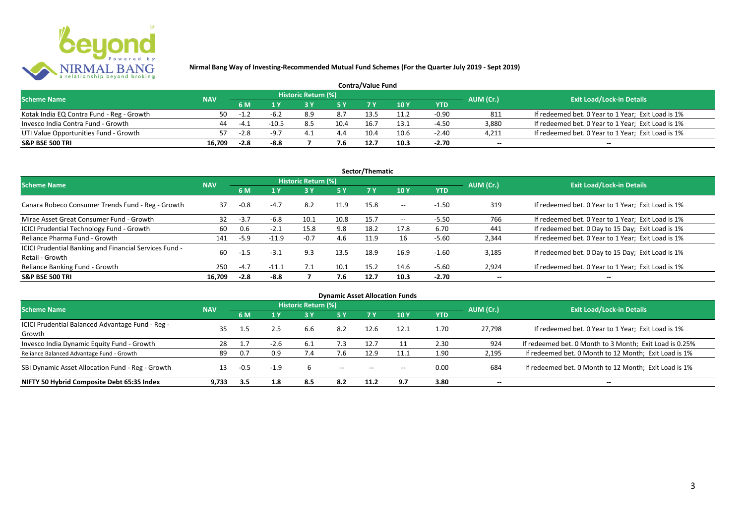## Nirmal Bang Way of Investing-Recommended Mutual Fund Schemes (For the Quarter July 2019 - Sept 2019)

### Contra/Value Fund

| Scheme Name | NAV | Historic Return (%) | | | | | | | AUM (Cr.) | Exit Load/Lock-in Details |
|---|---|---|---|---|---|---|---|---|---|---|
| | | 6 M | 1 Y | 3 Y | 5 Y | 7 Y | 10 Y | YTD | | |
| Kotak India EQ Contra Fund - Reg - Growth | 50 | -1.2 | -6.2 | 8.9 | 8.7 | 13.5 | 11.2 | -0.90 | 811 | If redeemed bet. 0 Year to 1 Year; Exit Load is 1% |
| Invesco India Contra Fund - Growth | 44 | -4.1 | -10.5 | 8.5 | 10.4 | 16.7 | 13.1 | -4.50 | 3,880 | If redeemed bet. 0 Year to 1 Year; Exit Load is 1% |
| UTI Value Opportunities Fund - Growth | 57 | -2.8 | -9.7 | 4.1 | 4.4 | 10.4 | 10.6 | -2.40 | 4,211 | If redeemed bet. 0 Year to 1 Year; Exit Load is 1% |
| **S&P BSE 500 TRI** | **16,709** | **-2.8** | **-8.8** | **7** | **7.6** | **12.7** | **10.3** | **-2.70** | -- | -- |

### Sector/Thematic

| Scheme Name | NAV | Historic Return (%) | | | | | | | AUM (Cr.) | Exit Load/Lock-in Details |
|---|---|---|---|---|---|---|---|---|---|---|
| | | 6 M | 1 Y | 3 Y | 5 Y | 7 Y | 10 Y | YTD | | |
| Canara Robeco Consumer Trends Fund - Reg - Growth | 37 | -0.8 | -4.7 | 8.2 | 11.9 | 15.8 | -- | -1.50 | 319 | If redeemed bet. 0 Year to 1 Year; Exit Load is 1% |
| Mirae Asset Great Consumer Fund - Growth | 32 | -3.7 | -6.8 | 10.1 | 10.8 | 15.7 | -- | -5.50 | 766 | If redeemed bet. 0 Year to 1 Year; Exit Load is 1% |
| ICICI Prudential Technology Fund - Growth | 60 | 0.6 | -2.1 | 15.8 | 9.8 | 18.2 | 17.8 | 6.70 | 441 | If redeemed bet. 0 Day to 15 Day; Exit Load is 1% |
| Reliance Pharma Fund - Growth | 141 | -5.9 | -11.9 | -0.7 | 4.6 | 11.9 | 16 | -5.60 | 2,344 | If redeemed bet. 0 Year to 1 Year; Exit Load is 1% |
| ICICI Prudential Banking and Financial Services Fund - Retail - Growth | 60 | -1.5 | -3.1 | 9.3 | 13.5 | 18.9 | 16.9 | -1.60 | 3,185 | If redeemed bet. 0 Day to 15 Day; Exit Load is 1% |
| Reliance Banking Fund - Growth | 250 | -4.7 | -11.1 | 7.1 | 10.1 | 15.2 | 14.6 | -5.60 | 2,924 | If redeemed bet. 0 Year to 1 Year; Exit Load is 1% |
| **S&P BSE 500 TRI** | **16,709** | **-2.8** | **-8.8** | **7** | **7.6** | **12.7** | **10.3** | **-2.70** | -- | -- |

### Dynamic Asset Allocation Funds

| Scheme Name | NAV | Historic Return (%) | | | | | | | AUM (Cr.) | Exit Load/Lock-in Details |
|---|---|---|---|---|---|---|---|---|---|---|
| | | 6 M | 1 Y | 3 Y | 5 Y | 7 Y | 10 Y | YTD | | |
| ICICI Prudential Balanced Advantage Fund - Reg - Growth | 35 | 1.5 | 2.5 | 6.6 | 8.2 | 12.6 | 12.1 | 1.70 | 27,798 | If redeemed bet. 0 Year to 1 Year; Exit Load is 1% |
| Invesco India Dynamic Equity Fund - Growth | 28 | 1.7 | -2.6 | 6.1 | 7.3 | 12.7 | 11 | 2.30 | 924 | If redeemed bet. 0 Month to 3 Month; Exit Load is 0.25% |
| Reliance Balanced Advantage Fund - Growth | 89 | 0.7 | 0.9 | 7.4 | 7.6 | 12.9 | 11.1 | 1.90 | 2,195 | If redeemed bet. 0 Month to 12 Month; Exit Load is 1% |
| SBI Dynamic Asset Allocation Fund - Reg - Growth | 13 | -0.5 | -1.9 | 6 | -- | -- | -- | 0.00 | 684 | If redeemed bet. 0 Month to 12 Month; Exit Load is 1% |
| **NIFTY 50 Hybrid Composite Debt 65:35 Index** | **9,733** | **3.5** | **1.8** | **8.5** | **8.2** | **11.2** | **9.7** | **3.80** | -- | -- |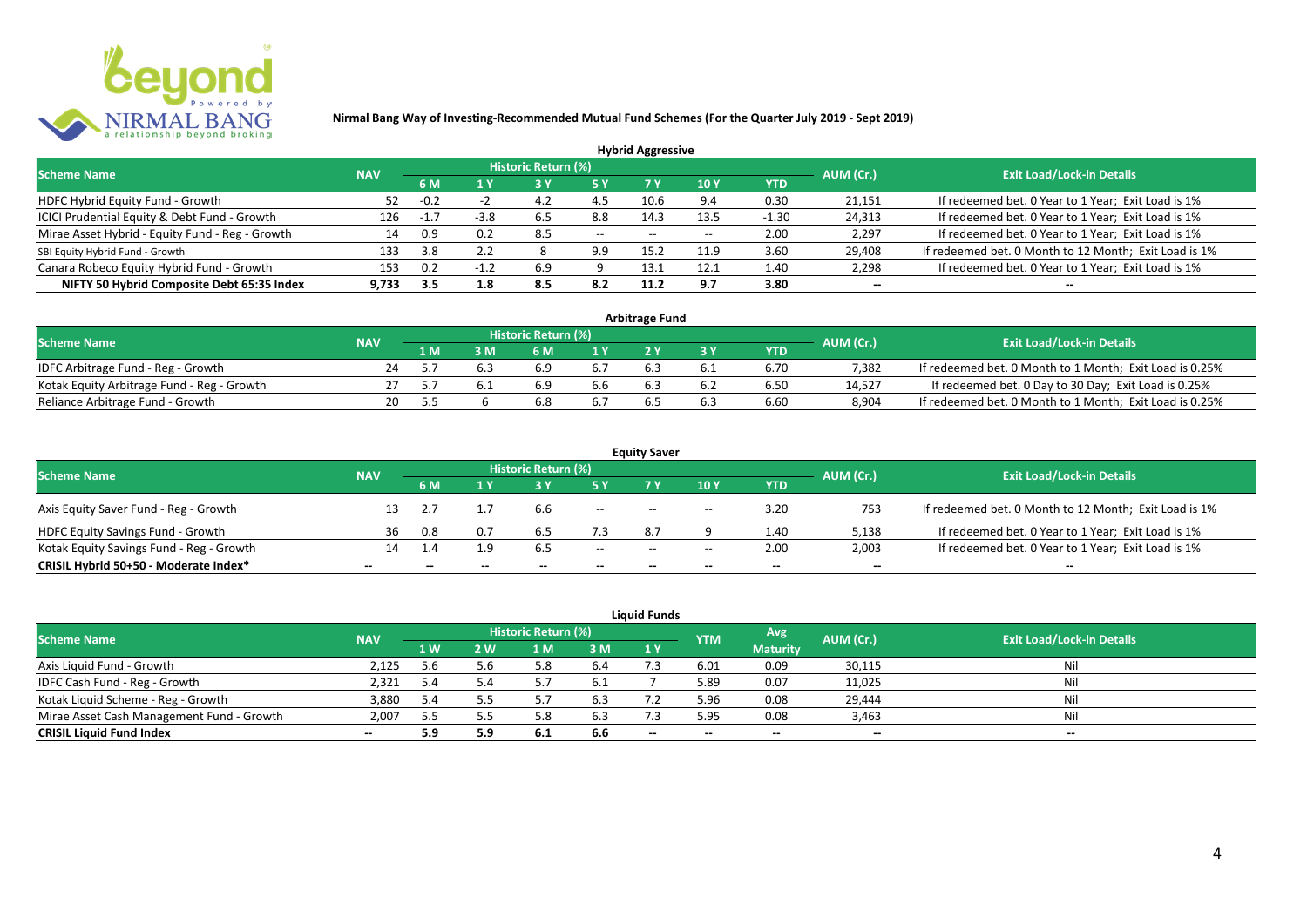# Nirmal Bang Way of Investing-Recommended Mutual Fund Schemes (For the Quarter July 2019 - Sept 2019)

## Hybrid Aggressive

| Scheme Name | NAV | Historic Return (%) | | | | | | | AUM (Cr.) | Exit Load/Lock-in Details |
|---|---|---|---|---|---|---|---|---|---|---|
| | | 6 M | 1 Y | 3 Y | 5 Y | 7 Y | 10 Y | YTD | | |
| HDFC Hybrid Equity Fund - Growth | 52 | -0.2 | -2 | 4.2 | 4.5 | 10.6 | 9.4 | 0.30 | 21,151 | If redeemed bet. 0 Year to 1 Year; Exit Load is 1% |
| ICICI Prudential Equity & Debt Fund - Growth | 126 | -1.7 | -3.8 | 6.5 | 8.8 | 14.3 | 13.5 | -1.30 | 24,313 | If redeemed bet. 0 Year to 1 Year; Exit Load is 1% |
| Mirae Asset Hybrid - Equity Fund - Reg - Growth | 14 | 0.9 | 0.2 | 8.5 | -- | -- | -- | 2.00 | 2,297 | If redeemed bet. 0 Year to 1 Year; Exit Load is 1% |
| SBI Equity Hybrid Fund - Growth | 133 | 3.8 | 2.2 | 8 | 9.9 | 15.2 | 11.9 | 3.60 | 29,408 | If redeemed bet. 0 Month to 12 Month; Exit Load is 1% |
| Canara Robeco Equity Hybrid Fund - Growth | 153 | 0.2 | -1.2 | 6.9 | 9 | 13.1 | 12.1 | 1.40 | 2,298 | If redeemed bet. 0 Year to 1 Year; Exit Load is 1% |
| **NIFTY 50 Hybrid Composite Debt 65:35 Index** | **9,733** | **3.5** | **1.8** | **8.5** | **8.2** | **11.2** | **9.7** | **3.80** | **--** | **--** |

## Arbitrage Fund

| Scheme Name | NAV | Historic Return (%) | | | | | | | AUM (Cr.) | Exit Load/Lock-in Details |
|---|---|---|---|---|---|---|---|---|---|---|
| | | 1 M | 3 M | 6 M | 1 Y | 2 Y | 3 Y | YTD | | |
| IDFC Arbitrage Fund - Reg - Growth | 24 | 5.7 | 6.3 | 6.9 | 6.7 | 6.3 | 6.1 | 6.70 | 7,382 | If redeemed bet. 0 Month to 1 Month; Exit Load is 0.25% |
| Kotak Equity Arbitrage Fund - Reg - Growth | 27 | 5.7 | 6.1 | 6.9 | 6.6 | 6.3 | 6.2 | 6.50 | 14,527 | If redeemed bet. 0 Day to 30 Day; Exit Load is 0.25% |
| Reliance Arbitrage Fund - Growth | 20 | 5.5 | 6 | 6.8 | 6.7 | 6.5 | 6.3 | 6.60 | 8,904 | If redeemed bet. 0 Month to 1 Month; Exit Load is 0.25% |

## Equity Saver

| Scheme Name | NAV | Historic Return (%) | | | | | | | AUM (Cr.) | Exit Load/Lock-in Details |
|---|---|---|---|---|---|---|---|---|---|---|
| | | 6 M | 1 Y | 3 Y | 5 Y | 7 Y | 10 Y | YTD | | |
| Axis Equity Saver Fund - Reg - Growth | 13 | 2.7 | 1.7 | 6.6 | -- | -- | -- | 3.20 | 753 | If redeemed bet. 0 Month to 12 Month; Exit Load is 1% |
| HDFC Equity Savings Fund - Growth | 36 | 0.8 | 0.7 | 6.5 | 7.3 | 8.7 | 9 | 1.40 | 5,138 | If redeemed bet. 0 Year to 1 Year; Exit Load is 1% |
| Kotak Equity Savings Fund - Reg - Growth | 14 | 1.4 | 1.9 | 6.5 | -- | -- | -- | 2.00 | 2,003 | If redeemed bet. 0 Year to 1 Year; Exit Load is 1% |
| **CRISIL Hybrid 50+50 - Moderate Index*** | **--** | **--** | **--** | **--** | **--** | **--** | **--** | **--** | **--** | **--** |

## Liquid Funds

| Scheme Name | NAV | Historic Return (%) | | | | | YTM | Avg Maturity | AUM (Cr.) | Exit Load/Lock-in Details |
|---|---|---|---|---|---|---|---|---|---|---|
| | | 1 W | 2 W | 1 M | 3 M | 1 Y | | | | |
| Axis Liquid Fund - Growth | 2,125 | 5.6 | 5.6 | 5.8 | 6.4 | 7.3 | 6.01 | 0.09 | 30,115 | Nil |
| IDFC Cash Fund - Reg - Growth | 2,321 | 5.4 | 5.4 | 5.7 | 6.1 | 7 | 5.89 | 0.07 | 11,025 | Nil |
| Kotak Liquid Scheme - Reg - Growth | 3,880 | 5.4 | 5.5 | 5.7 | 6.3 | 7.2 | 5.96 | 0.08 | 29,444 | Nil |
| Mirae Asset Cash Management Fund - Growth | 2,007 | 5.5 | 5.5 | 5.8 | 6.3 | 7.3 | 5.95 | 0.08 | 3,463 | Nil |
| **CRISIL Liquid Fund Index** | **--** | **5.9** | **5.9** | **6.1** | **6.6** | **--** | **--** | **--** | **--** | **--** |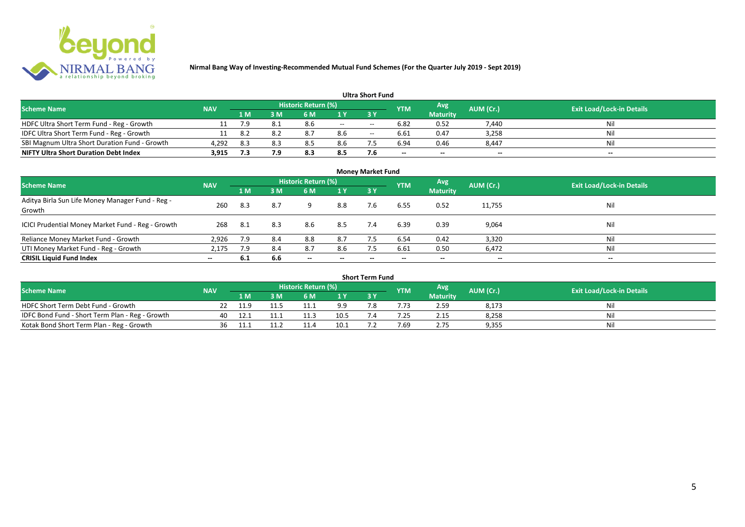**Nirmal Bang Way of Investing-Recommended Mutual Fund Schemes (For the Quarter July 2019 - Sept 2019)**

### Ultra Short Fund

| Scheme Name | NAV | Historic Return (%) | | | | | YTM | Avg Maturity | AUM (Cr.) | Exit Load/Lock-in Details |
|---|---|---|---|---|---|---|---|---|---|---|
| | | 1 M | 3 M | 6 M | 1 Y | 3 Y | | | | |
| HDFC Ultra Short Term Fund - Reg - Growth | 11 | 7.9 | 8.1 | 8.6 | -- | -- | 6.82 | 0.52 | 7,440 | Nil |
| IDFC Ultra Short Term Fund - Reg - Growth | 11 | 8.2 | 8.2 | 8.7 | 8.6 | -- | 6.61 | 0.47 | 3,258 | Nil |
| SBI Magnum Ultra Short Duration Fund - Growth | 4,292 | 8.3 | 8.3 | 8.5 | 8.6 | 7.5 | 6.94 | 0.46 | 8,447 | Nil |
| **NIFTY Ultra Short Duration Debt Index** | **3,915** | **7.3** | **7.9** | **8.3** | **8.5** | **7.6** | -- | -- | -- | -- |

### Money Market Fund

| Scheme Name | NAV | Historic Return (%) | | | | | YTM | Avg Maturity | AUM (Cr.) | Exit Load/Lock-in Details |
|---|---|---|---|---|---|---|---|---|---|---|
| | | 1 M | 3 M | 6 M | 1 Y | 3 Y | | | | |
| Aditya Birla Sun Life Money Manager Fund - Reg - Growth | 260 | 8.3 | 8.7 | 9 | 8.8 | 7.6 | 6.55 | 0.52 | 11,755 | Nil |
| ICICI Prudential Money Market Fund - Reg - Growth | 268 | 8.1 | 8.3 | 8.6 | 8.5 | 7.4 | 6.39 | 0.39 | 9,064 | Nil |
| Reliance Money Market Fund - Growth | 2,926 | 7.9 | 8.4 | 8.8 | 8.7 | 7.5 | 6.54 | 0.42 | 3,320 | Nil |
| UTI Money Market Fund - Reg - Growth | 2,175 | 7.9 | 8.4 | 8.7 | 8.6 | 7.5 | 6.61 | 0.50 | 6,472 | Nil |
| **CRISIL Liquid Fund Index** | -- | **6.1** | **6.6** | -- | -- | -- | -- | -- | -- | -- |

### Short Term Fund

| Scheme Name | NAV | Historic Return (%) | | | | | YTM | Avg Maturity | AUM (Cr.) | Exit Load/Lock-in Details |
|---|---|---|---|---|---|---|---|---|---|---|
| | | 1 M | 3 M | 6 M | 1 Y | 3 Y | | | | |
| HDFC Short Term Debt Fund - Growth | 22 | 11.9 | 11.5 | 11.1 | 9.9 | 7.8 | 7.73 | 2.59 | 8,173 | Nil |
| IDFC Bond Fund - Short Term Plan - Reg - Growth | 40 | 12.1 | 11.1 | 11.3 | 10.5 | 7.4 | 7.25 | 2.15 | 8,258 | Nil |
| Kotak Bond Short Term Plan - Reg - Growth | 36 | 11.1 | 11.2 | 11.4 | 10.1 | 7.2 | 7.69 | 2.75 | 9,355 | Nil |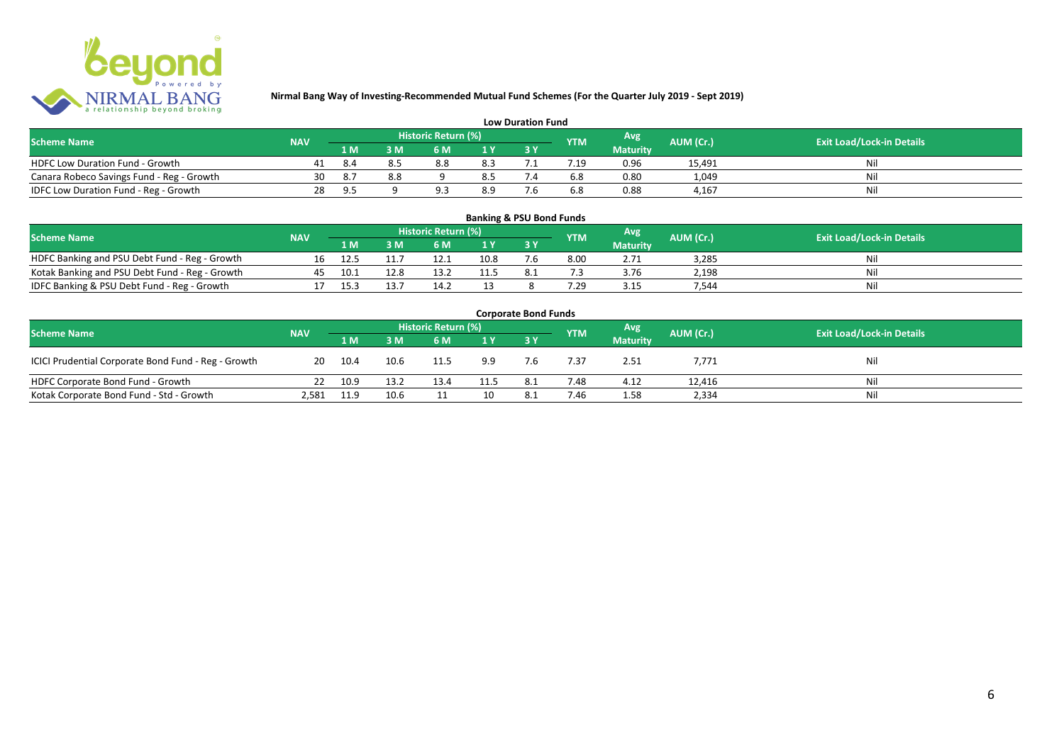# Nirmal Bang Way of Investing-Recommended Mutual Fund Schemes (For the Quarter July 2019 - Sept 2019)

## Low Duration Fund

| Scheme Name | NAV | Historic Return (%) | | | | | YTM | Avg Maturity | AUM (Cr.) | Exit Load/Lock-in Details |
|---|---|---|---|---|---|---|---|---|---|---|
| | | 1 M | 3 M | 6 M | 1 Y | 3 Y | | | | |
| HDFC Low Duration Fund - Growth | 41 | 8.4 | 8.5 | 8.8 | 8.3 | 7.1 | 7.19 | 0.96 | 15,491 | Nil |
| Canara Robeco Savings Fund - Reg - Growth | 30 | 8.7 | 8.8 | 9 | 8.5 | 7.4 | 6.8 | 0.80 | 1,049 | Nil |
| IDFC Low Duration Fund - Reg - Growth | 28 | 9.5 | 9 | 9.3 | 8.9 | 7.6 | 6.8 | 0.88 | 4,167 | Nil |

## Banking & PSU Bond Funds

| Scheme Name | NAV | Historic Return (%) | | | | | YTM | Avg Maturity | AUM (Cr.) | Exit Load/Lock-in Details |
|---|---|---|---|---|---|---|---|---|---|---|
| | | 1 M | 3 M | 6 M | 1 Y | 3 Y | | | | |
| HDFC Banking and PSU Debt Fund - Reg - Growth | 16 | 12.5 | 11.7 | 12.1 | 10.8 | 7.6 | 8.00 | 2.71 | 3,285 | Nil |
| Kotak Banking and PSU Debt Fund - Reg - Growth | 45 | 10.1 | 12.8 | 13.2 | 11.5 | 8.1 | 7.3 | 3.76 | 2,198 | Nil |
| IDFC Banking & PSU Debt Fund - Reg - Growth | 17 | 15.3 | 13.7 | 14.2 | 13 | 8 | 7.29 | 3.15 | 7,544 | Nil |

## Corporate Bond Funds

| Scheme Name | NAV | Historic Return (%) | | | | | YTM | Avg Maturity | AUM (Cr.) | Exit Load/Lock-in Details |
|---|---|---|---|---|---|---|---|---|---|---|
| | | 1 M | 3 M | 6 M | 1 Y | 3 Y | | | | |
| ICICI Prudential Corporate Bond Fund - Reg - Growth | 20 | 10.4 | 10.6 | 11.5 | 9.9 | 7.6 | 7.37 | 2.51 | 7,771 | Nil |
| HDFC Corporate Bond Fund - Growth | 22 | 10.9 | 13.2 | 13.4 | 11.5 | 8.1 | 7.48 | 4.12 | 12,416 | Nil |
| Kotak Corporate Bond Fund - Std - Growth | 2,581 | 11.9 | 10.6 | 11 | 10 | 8.1 | 7.46 | 1.58 | 2,334 | Nil |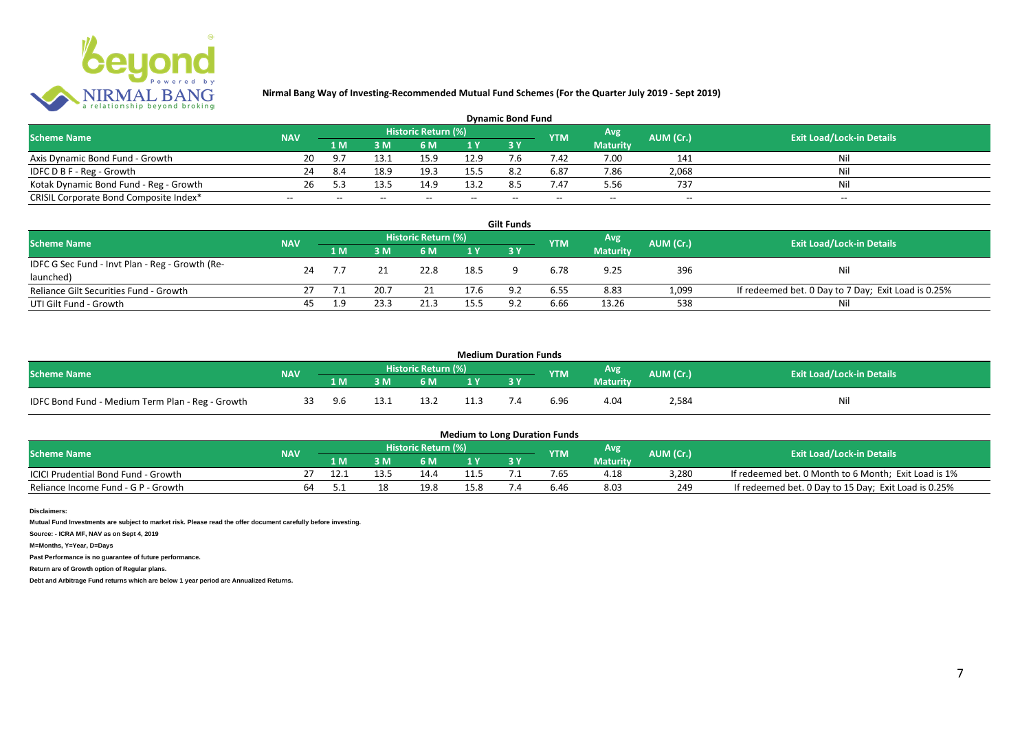**Nirmal Bang Way of Investing-Recommended Mutual Fund Schemes (For the Quarter July 2019 - Sept 2019)**

### Dynamic Bond Fund

| Scheme Name | NAV | Historic Return (%) | | | | | YTM | Avg Maturity | AUM (Cr.) | Exit Load/Lock-in Details |
|---|---|---|---|---|---|---|---|---|---|---|
| | | 1 M | 3 M | 6 M | 1 Y | 3 Y | | | | |
| Axis Dynamic Bond Fund - Growth | 20 | 9.7 | 13.1 | 15.9 | 12.9 | 7.6 | 7.42 | 7.00 | 141 | Nil |
| IDFC D B F - Reg - Growth | 24 | 8.4 | 18.9 | 19.3 | 15.5 | 8.2 | 6.87 | 7.86 | 2,068 | Nil |
| Kotak Dynamic Bond Fund - Reg - Growth | 26 | 5.3 | 13.5 | 14.9 | 13.2 | 8.5 | 7.47 | 5.56 | 737 | Nil |
| CRISIL Corporate Bond Composite Index* | -- | -- | -- | -- | -- | -- | -- | -- | -- | -- |

### Gilt Funds

| Scheme Name | NAV | Historic Return (%) | | | | | YTM | Avg Maturity | AUM (Cr.) | Exit Load/Lock-in Details |
|---|---|---|---|---|---|---|---|---|---|---|
| | | 1 M | 3 M | 6 M | 1 Y | 3 Y | | | | |
| IDFC G Sec Fund - Invt Plan - Reg - Growth (Re-launched) | 24 | 7.7 | 21 | 22.8 | 18.5 | 9 | 6.78 | 9.25 | 396 | Nil |
| Reliance Gilt Securities Fund - Growth | 27 | 7.1 | 20.7 | 21 | 17.6 | 9.2 | 6.55 | 8.83 | 1,099 | If redeemed bet. 0 Day to 7 Day; Exit Load is 0.25% |
| UTI Gilt Fund - Growth | 45 | 1.9 | 23.3 | 21.3 | 15.5 | 9.2 | 6.66 | 13.26 | 538 | Nil |

### Medium Duration Funds

| Scheme Name | NAV | Historic Return (%) | | | | | YTM | Avg Maturity | AUM (Cr.) | Exit Load/Lock-in Details |
|---|---|---|---|---|---|---|---|---|---|---|
| | | 1 M | 3 M | 6 M | 1 Y | 3 Y | | | | |
| IDFC Bond Fund - Medium Term Plan - Reg - Growth | 33 | 9.6 | 13.1 | 13.2 | 11.3 | 7.4 | 6.96 | 4.04 | 2,584 | Nil |

### Medium to Long Duration Funds

| Scheme Name | NAV | Historic Return (%) | | | | | YTM | Avg Maturity | AUM (Cr.) | Exit Load/Lock-in Details |
|---|---|---|---|---|---|---|---|---|---|---|
| | | 1 M | 3 M | 6 M | 1 Y | 3 Y | | | | |
| ICICI Prudential Bond Fund - Growth | 27 | 12.1 | 13.5 | 14.4 | 11.5 | 7.1 | 7.65 | 4.18 | 3,280 | If redeemed bet. 0 Month to 6 Month; Exit Load is 1% |
| Reliance Income Fund - G P - Growth | 64 | 5.1 | 18 | 19.8 | 15.8 | 7.4 | 6.46 | 8.03 | 249 | If redeemed bet. 0 Day to 15 Day; Exit Load is 0.25% |

**Disclaimers:**

**Mutual Fund Investments are subject to market risk. Please read the offer document carefully before investing.**

**Source: - ICRA MF, NAV as on Sept 4, 2019**

**M=Months, Y=Year, D=Days**

**Past Performance is no guarantee of future performance.**

**Return are of Growth option of Regular plans.**

**Debt and Arbitrage Fund returns which are below 1 year period are Annualized Returns.**